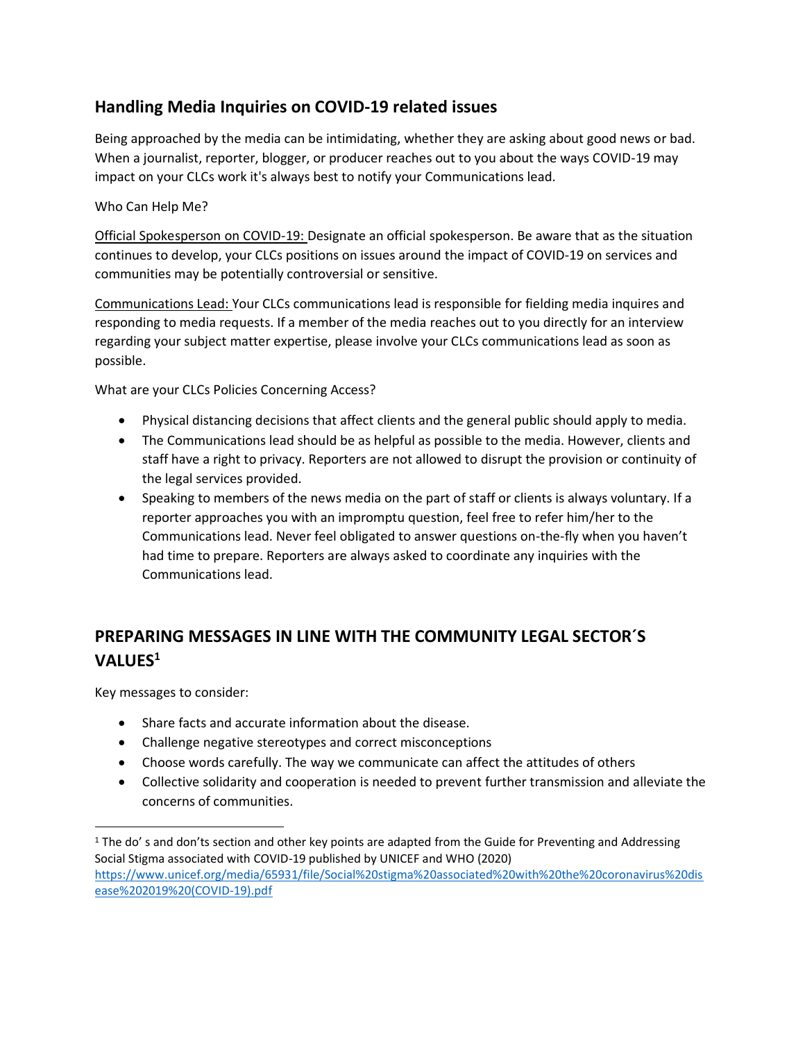## Handling Media Inquiries on COVID-19 related issues

Being approached by the media can be intimidating, whether they are asking about good news or bad. When a journalist, reporter, blogger, or producer reaches out to you about the ways COVID-19 may impact on your CLCs work it's always best to notify your Communications lead.

Who Can Help Me?

Official Spokesperson on COVID-19: Designate an official spokesperson. Be aware that as the situation continues to develop, your CLCs positions on issues around the impact of COVID-19 on services and communities may be potentially controversial or sensitive.

Communications Lead: Your CLCs communications lead is responsible for fielding media inquires and responding to media requests. If a member of the media reaches out to you directly for an interview regarding your subject matter expertise, please involve your CLCs communications lead as soon as possible.

What are your CLCs Policies Concerning Access?

- Physical distancing decisions that affect clients and the general public should apply to media.
- The Communications lead should be as helpful as possible to the media. However, clients and staff have a right to privacy. Reporters are not allowed to disrupt the provision or continuity of the legal services provided.
- Speaking to members of the news media on the part of staff or clients is always voluntary. If a reporter approaches you with an impromptu question, feel free to refer him/her to the Communications lead. Never feel obligated to answer questions on-the-fly when you haven't had time to prepare. Reporters are always asked to coordinate any inquiries with the Communications lead.

## PREPARING MESSAGES IN LINE WITH THE COMMUNITY LEGAL SECTOR´S VALUES[1]

Key messages to consider:

- Share facts and accurate information about the disease.
- Challenge negative stereotypes and correct misconceptions
- Choose words carefully. The way we communicate can affect the attitudes of others
- Collective solidarity and cooperation is needed to prevent further transmission and alleviate the concerns of communities.

---

[1] The do' s and don'ts section and other key points are adapted from the Guide for Preventing and Addressing Social Stigma associated with COVID-19 published by UNICEF and WHO (2020) https://www.unicef.org/media/65931/file/Social%20stigma%20associated%20with%20the%20coronavirus%20disease%202019%20(COVID-19).pdf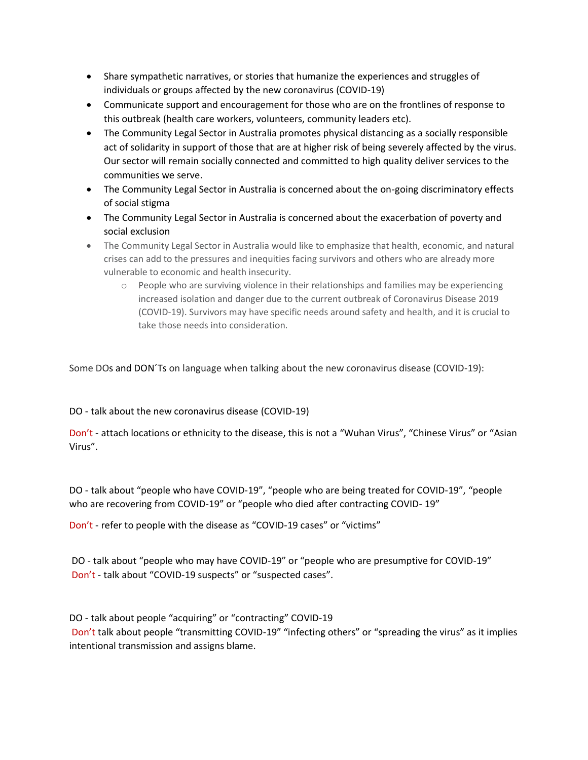- Share sympathetic narratives, or stories that humanize the experiences and struggles of individuals or groups affected by the new coronavirus (COVID-19)
- Communicate support and encouragement for those who are on the frontlines of response to this outbreak (health care workers, volunteers, community leaders etc).
- The Community Legal Sector in Australia promotes physical distancing as a socially responsible act of solidarity in support of those that are at higher risk of being severely affected by the virus. Our sector will remain socially connected and committed to high quality deliver services to the communities we serve.
- The Community Legal Sector in Australia is concerned about the on-going discriminatory effects of social stigma
- The Community Legal Sector in Australia is concerned about the exacerbation of poverty and social exclusion
- The Community Legal Sector in Australia would like to emphasize that health, economic, and natural crises can add to the pressures and inequities facing survivors and others who are already more vulnerable to economic and health insecurity.
  - People who are surviving violence in their relationships and families may be experiencing increased isolation and danger due to the current outbreak of Coronavirus Disease 2019 (COVID-19). Survivors may have specific needs around safety and health, and it is crucial to take those needs into consideration.

Some DOs and DON´Ts on language when talking about the new coronavirus disease (COVID-19):

DO - talk about the new coronavirus disease (COVID-19)

Don't - attach locations or ethnicity to the disease, this is not a "Wuhan Virus", "Chinese Virus" or "Asian Virus".

DO - talk about "people who have COVID-19", "people who are being treated for COVID-19", "people who are recovering from COVID-19" or "people who died after contracting COVID- 19"

Don't - refer to people with the disease as "COVID-19 cases" or "victims"

DO - talk about "people who may have COVID-19" or "people who are presumptive for COVID-19"
Don't - talk about "COVID-19 suspects" or "suspected cases".

DO - talk about people "acquiring" or "contracting" COVID-19
Don't talk about people "transmitting COVID-19" "infecting others" or "spreading the virus" as it implies intentional transmission and assigns blame.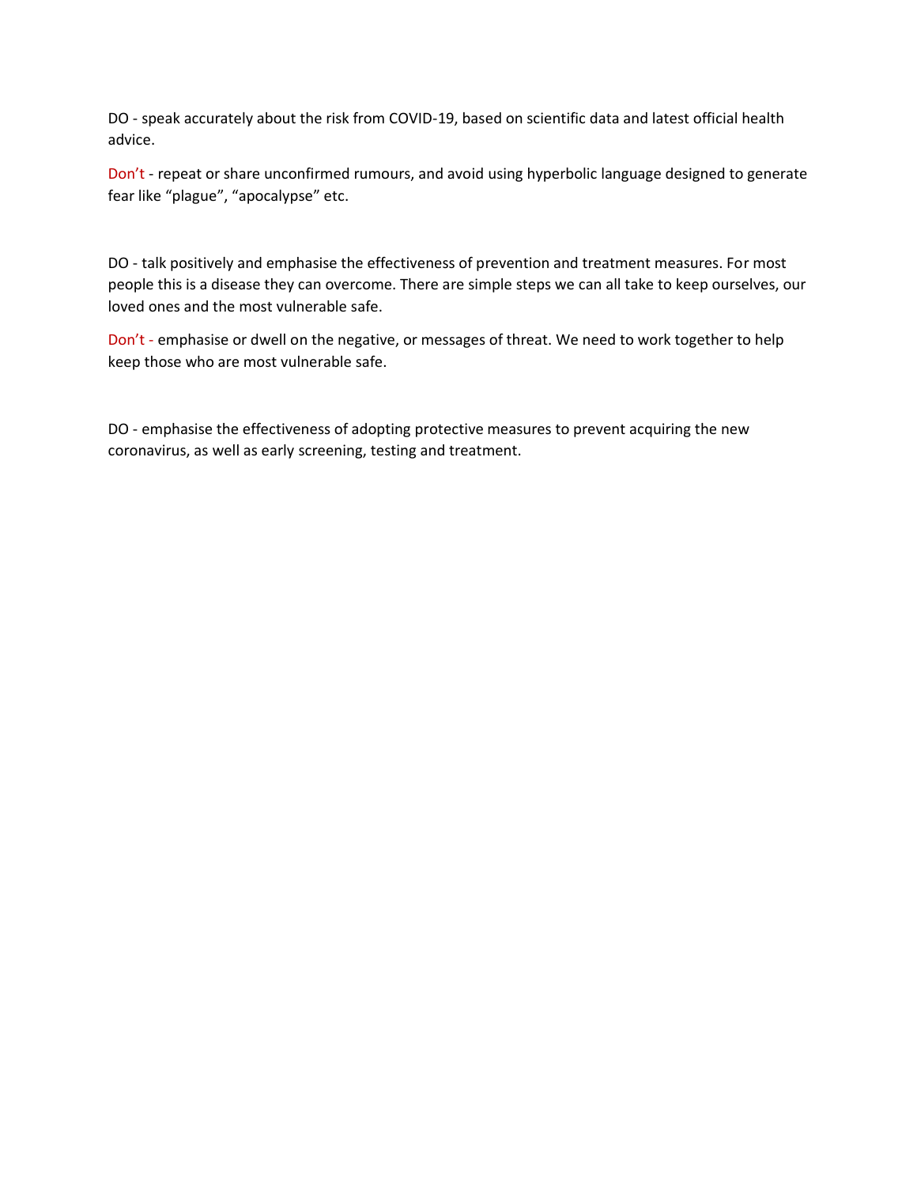DO - speak accurately about the risk from COVID-19, based on scientific data and latest official health advice.

Don't - repeat or share unconfirmed rumours, and avoid using hyperbolic language designed to generate fear like "plague", "apocalypse" etc.

DO - talk positively and emphasise the effectiveness of prevention and treatment measures. For most people this is a disease they can overcome. There are simple steps we can all take to keep ourselves, our loved ones and the most vulnerable safe.

Don't - emphasise or dwell on the negative, or messages of threat. We need to work together to help keep those who are most vulnerable safe.

DO - emphasise the effectiveness of adopting protective measures to prevent acquiring the new coronavirus, as well as early screening, testing and treatment.